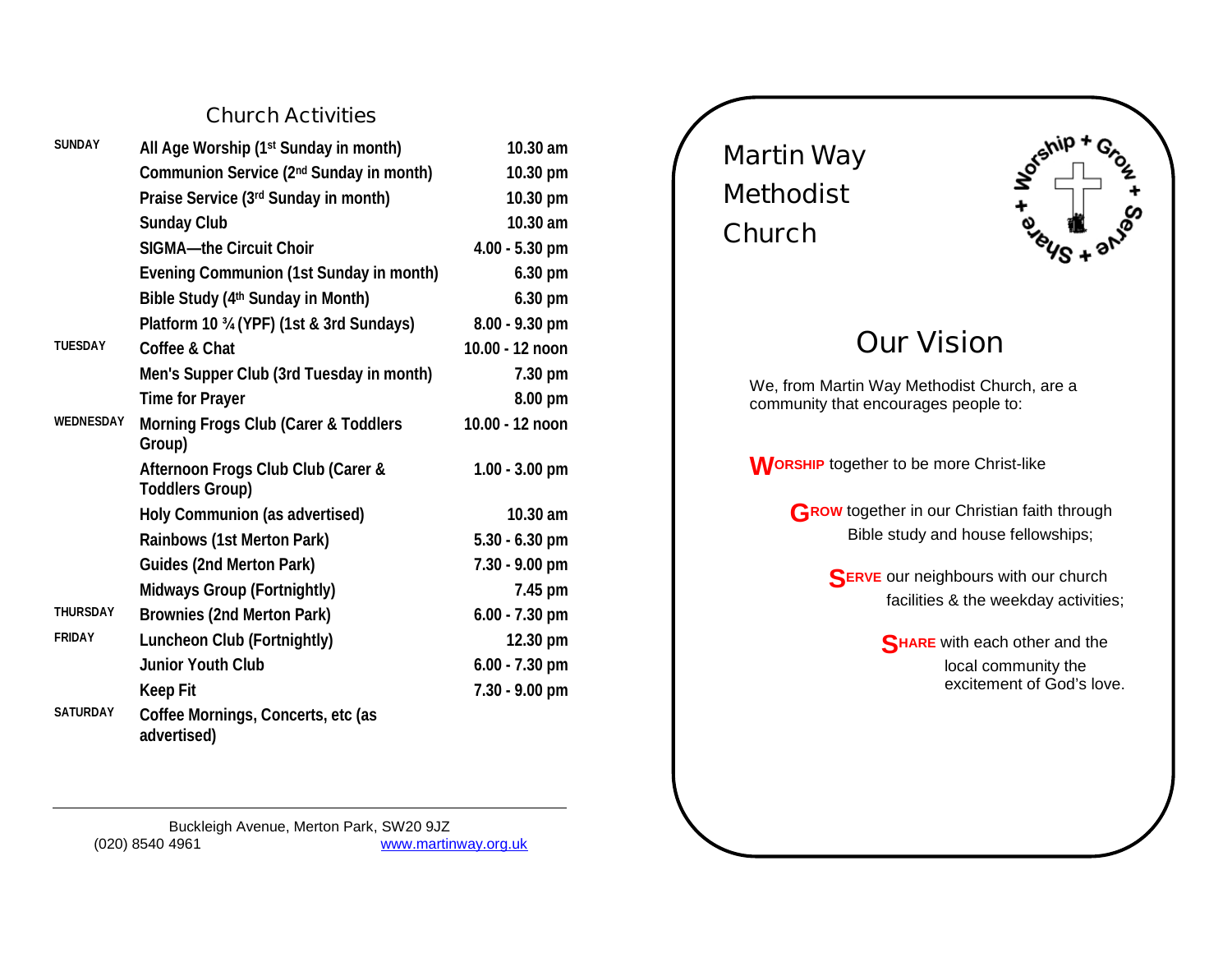## Church Activities

| | | |
|---|---|---|
| **SUNDAY** | **All Age Worship (1st Sunday in month)** | **10.30 am** |
| | **Communion Service (2nd Sunday in month)** | **10.30 pm** |
| | **Praise Service (3rd Sunday in month)** | **10.30 pm** |
| | **Sunday Club** | **10.30 am** |
| | **SIGMA—the Circuit Choir** | **4.00 - 5.30 pm** |
| | **Evening Communion (1st Sunday in month)** | **6.30 pm** |
| | **Bible Study (4th Sunday in Month)** | **6.30 pm** |
| | **Platform 10 ¾ (YPF) (1st & 3rd Sundays)** | **8.00 - 9.30 pm** |
| **TUESDAY** | **Coffee & Chat** | **10.00 - 12 noon** |
| | **Men's Supper Club (3rd Tuesday in month)** | **7.30 pm** |
| | **Time for Prayer** | **8.00 pm** |
| **WEDNESDAY** | **Morning Frogs Club (Carer & Toddlers Group)** | **10.00 - 12 noon** |
| | **Afternoon Frogs Club Club (Carer & Toddlers Group)** | **1.00 - 3.00 pm** |
| | **Holy Communion (as advertised)** | **10.30 am** |
| | **Rainbows (1st Merton Park)** | **5.30 - 6.30 pm** |
| | **Guides (2nd Merton Park)** | **7.30 - 9.00 pm** |
| | **Midways Group (Fortnightly)** | **7.45 pm** |
| **THURSDAY** | **Brownies (2nd Merton Park)** | **6.00 - 7.30 pm** |
| **FRIDAY** | **Luncheon Club (Fortnightly)** | **12.30 pm** |
| | **Junior Youth Club** | **6.00 - 7.30 pm** |
| | **Keep Fit** | **7.30 - 9.00 pm** |
| **SATURDAY** | **Coffee Mornings, Concerts, etc (as advertised)** | |

Buckleigh Avenue, Merton Park, SW20 9JZ
(020) 8540 4961 www.martinway.org.uk

# Martin Way Methodist Church

Worship + Grow + Serve + Share

## Our Vision

We, from Martin Way Methodist Church, are a community that encourages people to:

**WORSHIP** together to be more Christ-like

**GROW** together in our Christian faith through Bible study and house fellowships;

**SERVE** our neighbours with our church facilities & the weekday activities;

**SHARE** with each other and the local community the excitement of God's love.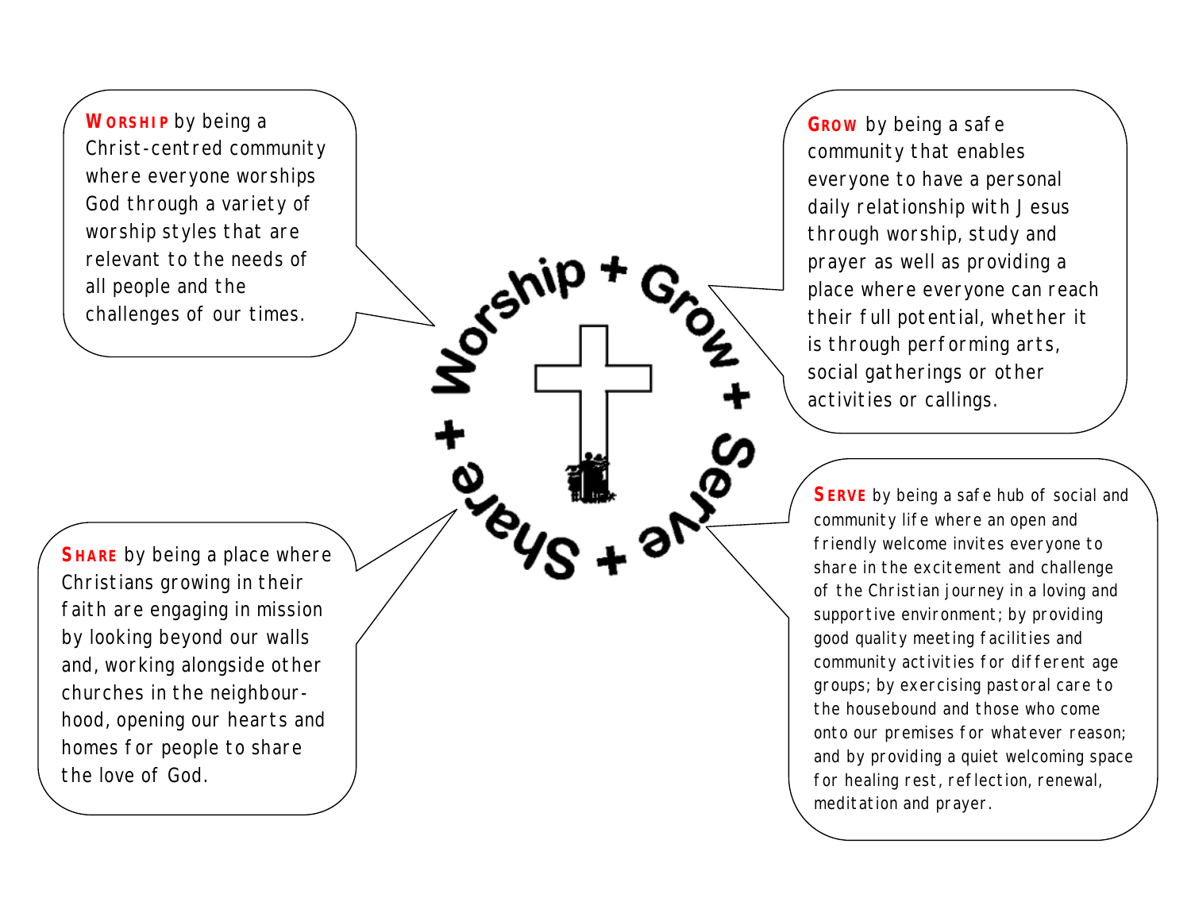Worship + Grow + Serve + Share

**WORSHIP** by being a Christ-centred community where everyone worships God through a variety of worship styles that are relevant to the needs of all people and the challenges of our times.

**GROW** by being a safe community that enables everyone to have a personal daily relationship with Jesus through worship, study and prayer as well as providing a place where everyone can reach their full potential, whether it is through performing arts, social gatherings or other activities or callings.

**SHARE** by being a place where Christians growing in their faith are engaging in mission by looking beyond our walls and, working alongside other churches in the neighbourhood, opening our hearts and homes for people to share the love of God.

**SERVE** by being a safe hub of social and community life where an open and friendly welcome invites everyone to share in the excitement and challenge of the Christian journey in a loving and supportive environment; by providing good quality meeting facilities and community activities for different age groups; by exercising pastoral care to the housebound and those who come onto our premises for whatever reason; and by providing a quiet welcoming space for healing rest, reflection, renewal, meditation and prayer.